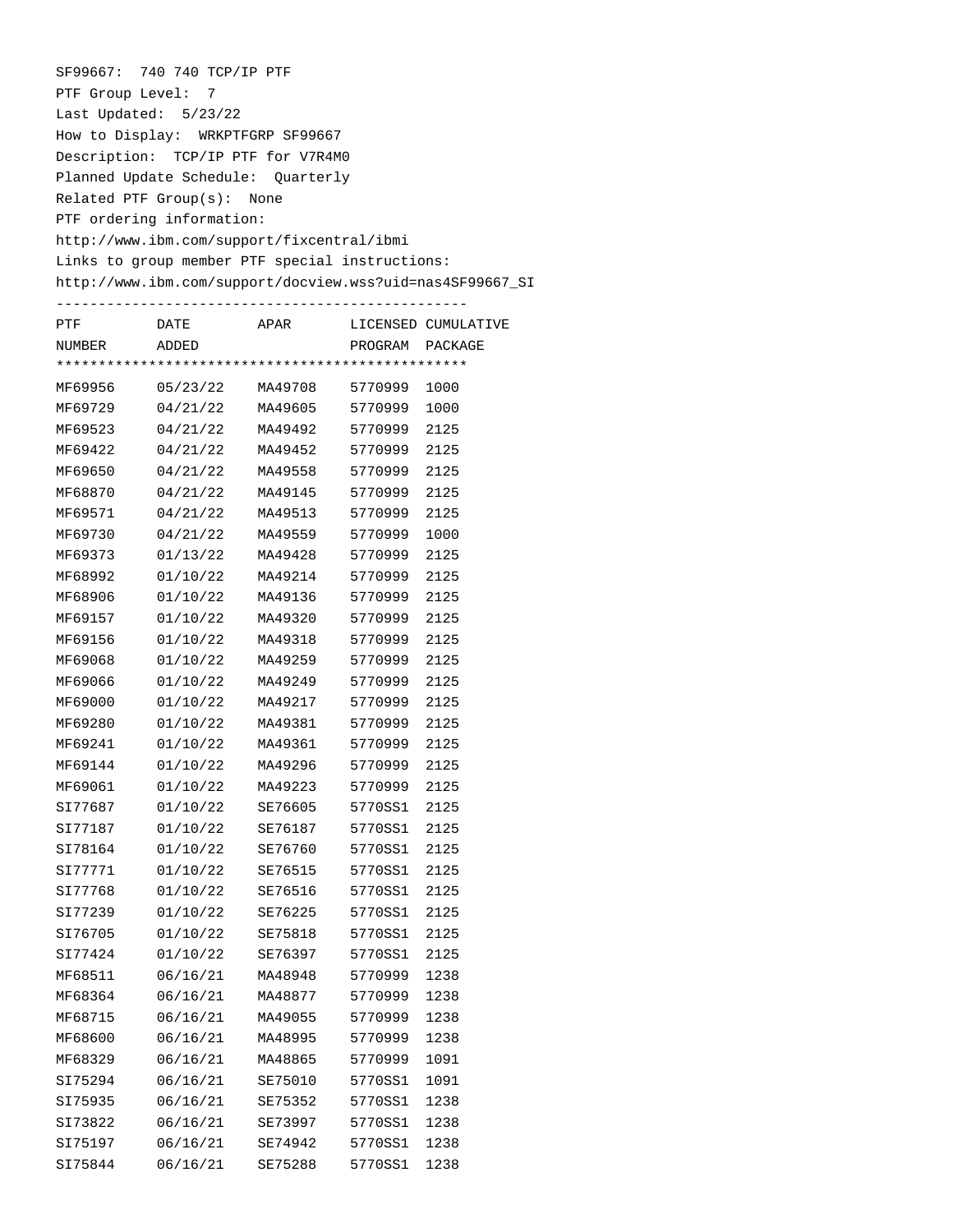SF99667: 740 740 TCP/IP PTF

PTF Group Level: 7

Last Updated: 5/23/22

How to Display: WRKPTFGRP SF99667

Description: TCP/IP PTF for V7R4M0

Planned Update Schedule: Quarterly

Related PTF Group(s): None

PTF ordering information:

http://www.ibm.com/support/fixcentral/ibmi

Links to group member PTF special instructions:

http://www.ibm.com/support/docview.wss?uid=nas4SF99667_SI

| PTF NUMBER | DATE ADDED | APAR | LICENSED PROGRAM | CUMULATIVE PACKAGE |
|---|---|---|---|---|
| MF69956 | 05/23/22 | MA49708 | 5770999 | 1000 |
| MF69729 | 04/21/22 | MA49605 | 5770999 | 1000 |
| MF69523 | 04/21/22 | MA49492 | 5770999 | 2125 |
| MF69422 | 04/21/22 | MA49452 | 5770999 | 2125 |
| MF69650 | 04/21/22 | MA49558 | 5770999 | 2125 |
| MF68870 | 04/21/22 | MA49145 | 5770999 | 2125 |
| MF69571 | 04/21/22 | MA49513 | 5770999 | 2125 |
| MF69730 | 04/21/22 | MA49559 | 5770999 | 1000 |
| MF69373 | 01/13/22 | MA49428 | 5770999 | 2125 |
| MF68992 | 01/10/22 | MA49214 | 5770999 | 2125 |
| MF68906 | 01/10/22 | MA49136 | 5770999 | 2125 |
| MF69157 | 01/10/22 | MA49320 | 5770999 | 2125 |
| MF69156 | 01/10/22 | MA49318 | 5770999 | 2125 |
| MF69068 | 01/10/22 | MA49259 | 5770999 | 2125 |
| MF69066 | 01/10/22 | MA49249 | 5770999 | 2125 |
| MF69000 | 01/10/22 | MA49217 | 5770999 | 2125 |
| MF69280 | 01/10/22 | MA49381 | 5770999 | 2125 |
| MF69241 | 01/10/22 | MA49361 | 5770999 | 2125 |
| MF69144 | 01/10/22 | MA49296 | 5770999 | 2125 |
| MF69061 | 01/10/22 | MA49223 | 5770999 | 2125 |
| SI77687 | 01/10/22 | SE76605 | 5770SS1 | 2125 |
| SI77187 | 01/10/22 | SE76187 | 5770SS1 | 2125 |
| SI78164 | 01/10/22 | SE76760 | 5770SS1 | 2125 |
| SI77771 | 01/10/22 | SE76515 | 5770SS1 | 2125 |
| SI77768 | 01/10/22 | SE76516 | 5770SS1 | 2125 |
| SI77239 | 01/10/22 | SE76225 | 5770SS1 | 2125 |
| SI76705 | 01/10/22 | SE75818 | 5770SS1 | 2125 |
| SI77424 | 01/10/22 | SE76397 | 5770SS1 | 2125 |
| MF68511 | 06/16/21 | MA48948 | 5770999 | 1238 |
| MF68364 | 06/16/21 | MA48877 | 5770999 | 1238 |
| MF68715 | 06/16/21 | MA49055 | 5770999 | 1238 |
| MF68600 | 06/16/21 | MA48995 | 5770999 | 1238 |
| MF68329 | 06/16/21 | MA48865 | 5770999 | 1091 |
| SI75294 | 06/16/21 | SE75010 | 5770SS1 | 1091 |
| SI75935 | 06/16/21 | SE75352 | 5770SS1 | 1238 |
| SI73822 | 06/16/21 | SE73997 | 5770SS1 | 1238 |
| SI75197 | 06/16/21 | SE74942 | 5770SS1 | 1238 |
| SI75844 | 06/16/21 | SE75288 | 5770SS1 | 1238 |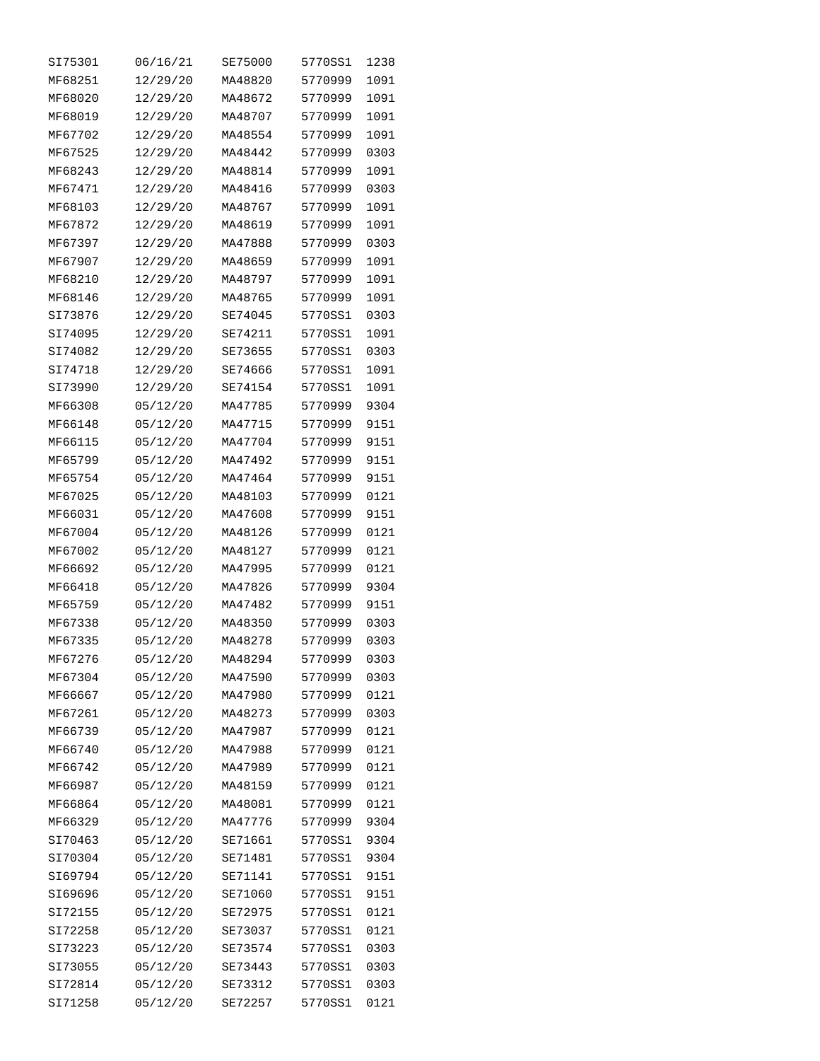| | | | | |
|---|---|---|---|---|
| SI75301 | 06/16/21 | SE75000 | 5770SS1 | 1238 |
| MF68251 | 12/29/20 | MA48820 | 5770999 | 1091 |
| MF68020 | 12/29/20 | MA48672 | 5770999 | 1091 |
| MF68019 | 12/29/20 | MA48707 | 5770999 | 1091 |
| MF67702 | 12/29/20 | MA48554 | 5770999 | 1091 |
| MF67525 | 12/29/20 | MA48442 | 5770999 | 0303 |
| MF68243 | 12/29/20 | MA48814 | 5770999 | 1091 |
| MF67471 | 12/29/20 | MA48416 | 5770999 | 0303 |
| MF68103 | 12/29/20 | MA48767 | 5770999 | 1091 |
| MF67872 | 12/29/20 | MA48619 | 5770999 | 1091 |
| MF67397 | 12/29/20 | MA47888 | 5770999 | 0303 |
| MF67907 | 12/29/20 | MA48659 | 5770999 | 1091 |
| MF68210 | 12/29/20 | MA48797 | 5770999 | 1091 |
| MF68146 | 12/29/20 | MA48765 | 5770999 | 1091 |
| SI73876 | 12/29/20 | SE74045 | 5770SS1 | 0303 |
| SI74095 | 12/29/20 | SE74211 | 5770SS1 | 1091 |
| SI74082 | 12/29/20 | SE73655 | 5770SS1 | 0303 |
| SI74718 | 12/29/20 | SE74666 | 5770SS1 | 1091 |
| SI73990 | 12/29/20 | SE74154 | 5770SS1 | 1091 |
| MF66308 | 05/12/20 | MA47785 | 5770999 | 9304 |
| MF66148 | 05/12/20 | MA47715 | 5770999 | 9151 |
| MF66115 | 05/12/20 | MA47704 | 5770999 | 9151 |
| MF65799 | 05/12/20 | MA47492 | 5770999 | 9151 |
| MF65754 | 05/12/20 | MA47464 | 5770999 | 9151 |
| MF67025 | 05/12/20 | MA48103 | 5770999 | 0121 |
| MF66031 | 05/12/20 | MA47608 | 5770999 | 9151 |
| MF67004 | 05/12/20 | MA48126 | 5770999 | 0121 |
| MF67002 | 05/12/20 | MA48127 | 5770999 | 0121 |
| MF66692 | 05/12/20 | MA47995 | 5770999 | 0121 |
| MF66418 | 05/12/20 | MA47826 | 5770999 | 9304 |
| MF65759 | 05/12/20 | MA47482 | 5770999 | 9151 |
| MF67338 | 05/12/20 | MA48350 | 5770999 | 0303 |
| MF67335 | 05/12/20 | MA48278 | 5770999 | 0303 |
| MF67276 | 05/12/20 | MA48294 | 5770999 | 0303 |
| MF67304 | 05/12/20 | MA47590 | 5770999 | 0303 |
| MF66667 | 05/12/20 | MA47980 | 5770999 | 0121 |
| MF67261 | 05/12/20 | MA48273 | 5770999 | 0303 |
| MF66739 | 05/12/20 | MA47987 | 5770999 | 0121 |
| MF66740 | 05/12/20 | MA47988 | 5770999 | 0121 |
| MF66742 | 05/12/20 | MA47989 | 5770999 | 0121 |
| MF66987 | 05/12/20 | MA48159 | 5770999 | 0121 |
| MF66864 | 05/12/20 | MA48081 | 5770999 | 0121 |
| MF66329 | 05/12/20 | MA47776 | 5770999 | 9304 |
| SI70463 | 05/12/20 | SE71661 | 5770SS1 | 9304 |
| SI70304 | 05/12/20 | SE71481 | 5770SS1 | 9304 |
| SI69794 | 05/12/20 | SE71141 | 5770SS1 | 9151 |
| SI69696 | 05/12/20 | SE71060 | 5770SS1 | 9151 |
| SI72155 | 05/12/20 | SE72975 | 5770SS1 | 0121 |
| SI72258 | 05/12/20 | SE73037 | 5770SS1 | 0121 |
| SI73223 | 05/12/20 | SE73574 | 5770SS1 | 0303 |
| SI73055 | 05/12/20 | SE73443 | 5770SS1 | 0303 |
| SI72814 | 05/12/20 | SE73312 | 5770SS1 | 0303 |
| SI71258 | 05/12/20 | SE72257 | 5770SS1 | 0121 |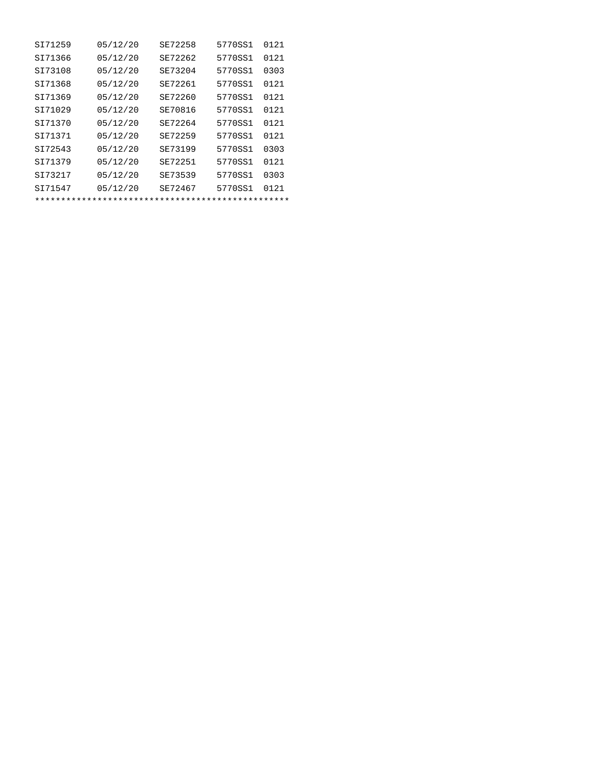| | | | | |
|---|---|---|---|---|
| SI71259 | 05/12/20 | SE72258 | 5770SS1 | 0121 |
| SI71366 | 05/12/20 | SE72262 | 5770SS1 | 0121 |
| SI73108 | 05/12/20 | SE73204 | 5770SS1 | 0303 |
| SI71368 | 05/12/20 | SE72261 | 5770SS1 | 0121 |
| SI71369 | 05/12/20 | SE72260 | 5770SS1 | 0121 |
| SI71029 | 05/12/20 | SE70816 | 5770SS1 | 0121 |
| SI71370 | 05/12/20 | SE72264 | 5770SS1 | 0121 |
| SI71371 | 05/12/20 | SE72259 | 5770SS1 | 0121 |
| SI72543 | 05/12/20 | SE73199 | 5770SS1 | 0303 |
| SI71379 | 05/12/20 | SE72251 | 5770SS1 | 0121 |
| SI73217 | 05/12/20 | SE73539 | 5770SS1 | 0303 |
| SI71547 | 05/12/20 | SE72467 | 5770SS1 | 0121 |

*************************************************